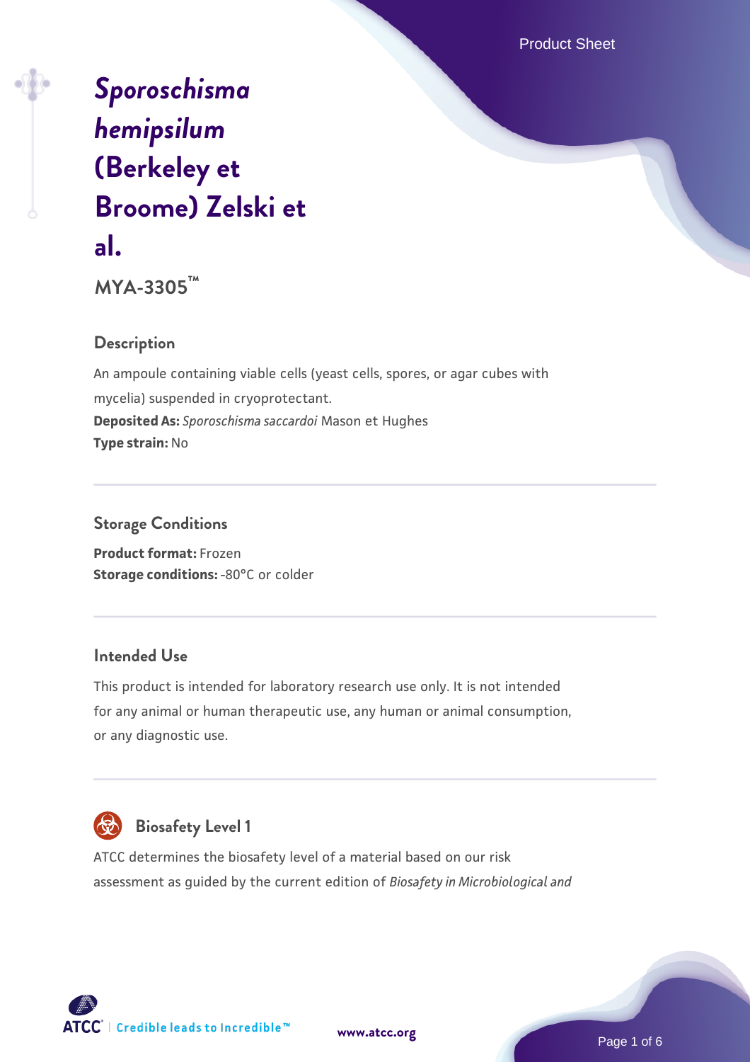# *Sporoschisma hemipsilum* (Berkeley et Broome) Zelski et al.

**MYA-3305™**

## Description

An ampoule containing viable cells (yeast cells, spores, or agar cubes with mycelia) suspended in cryoprotectant.

**Deposited As:** *Sporoschisma saccardoi* Mason et Hughes

**Type strain:** No

## Storage Conditions

**Product format:** Frozen

**Storage conditions:** -80°C or colder

## Intended Use

This product is intended for laboratory research use only. It is not intended for any animal or human therapeutic use, any human or animal consumption, or any diagnostic use.

## Biosafety Level 1

ATCC determines the biosafety level of a material based on our risk assessment as guided by the current edition of *Biosafety in Microbiological and*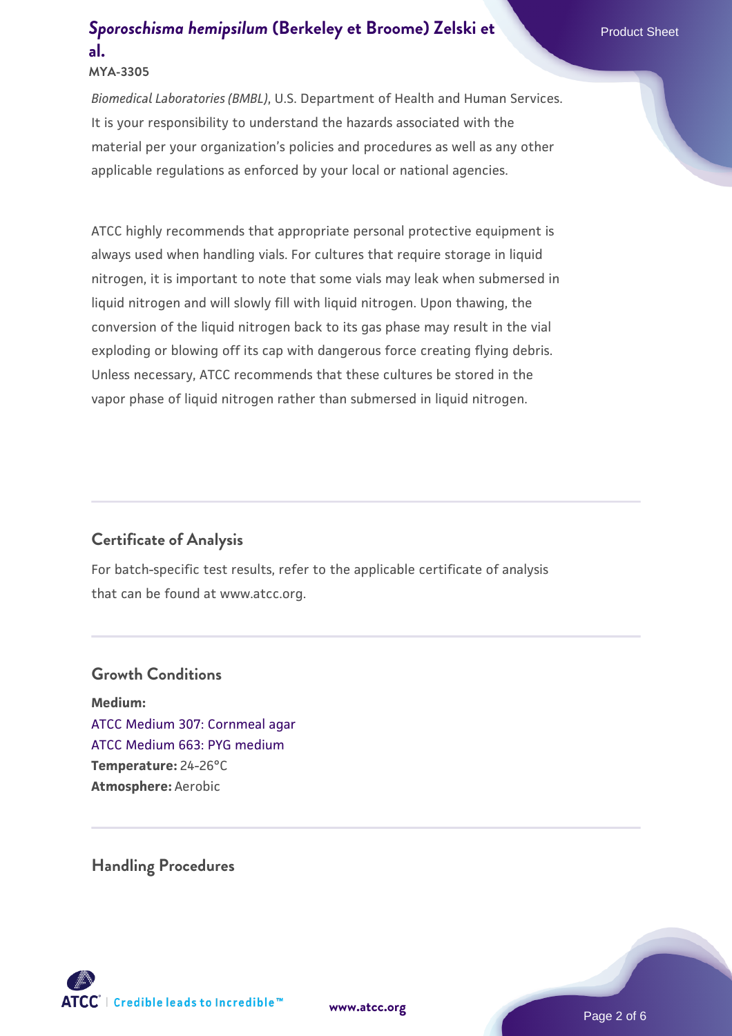*Biomedical Laboratories (BMBL)*, U.S. Department of Health and Human Services. It is your responsibility to understand the hazards associated with the material per your organization's policies and procedures as well as any other applicable regulations as enforced by your local or national agencies.

ATCC highly recommends that appropriate personal protective equipment is always used when handling vials. For cultures that require storage in liquid nitrogen, it is important to note that some vials may leak when submersed in liquid nitrogen and will slowly fill with liquid nitrogen. Upon thawing, the conversion of the liquid nitrogen back to its gas phase may result in the vial exploding or blowing off its cap with dangerous force creating flying debris. Unless necessary, ATCC recommends that these cultures be stored in the vapor phase of liquid nitrogen rather than submersed in liquid nitrogen.

## Certificate of Analysis

For batch-specific test results, refer to the applicable certificate of analysis that can be found at www.atcc.org.

## Growth Conditions

**Medium:**
ATCC Medium 307: Cornmeal agar
ATCC Medium 663: PYG medium
**Temperature:** 24-26°C
**Atmosphere:** Aerobic

## Handling Procedures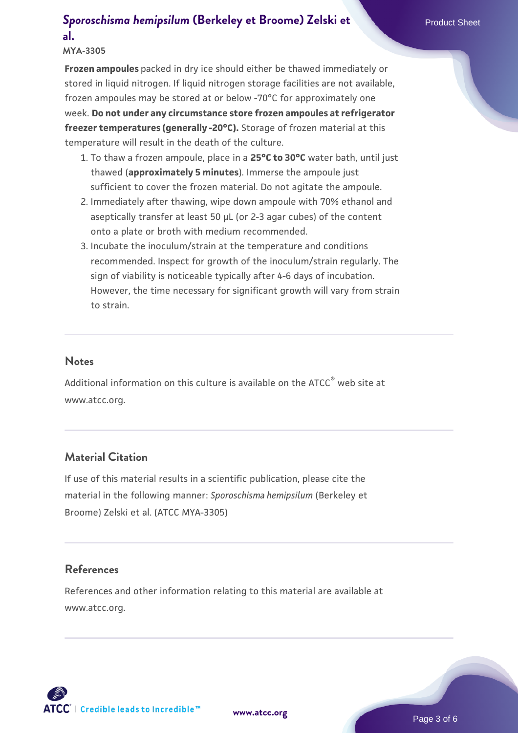**Frozen ampoules** packed in dry ice should either be thawed immediately or stored in liquid nitrogen. If liquid nitrogen storage facilities are not available, frozen ampoules may be stored at or below -70°C for approximately one week. **Do not under any circumstance store frozen ampoules at refrigerator freezer temperatures (generally -20°C).** Storage of frozen material at this temperature will result in the death of the culture.

1. To thaw a frozen ampoule, place in a **25°C to 30°C** water bath, until just thawed (**approximately 5 minutes**). Immerse the ampoule just sufficient to cover the frozen material. Do not agitate the ampoule.
2. Immediately after thawing, wipe down ampoule with 70% ethanol and aseptically transfer at least 50 µL (or 2-3 agar cubes) of the content onto a plate or broth with medium recommended.
3. Incubate the inoculum/strain at the temperature and conditions recommended. Inspect for growth of the inoculum/strain regularly. The sign of viability is noticeable typically after 4-6 days of incubation. However, the time necessary for significant growth will vary from strain to strain.

## Notes

Additional information on this culture is available on the ATCC® web site at www.atcc.org.

## Material Citation

If use of this material results in a scientific publication, please cite the material in the following manner: *Sporoschisma hemipsilum* (Berkeley et Broome) Zelski et al. (ATCC MYA-3305)

## References

References and other information relating to this material are available at www.atcc.org.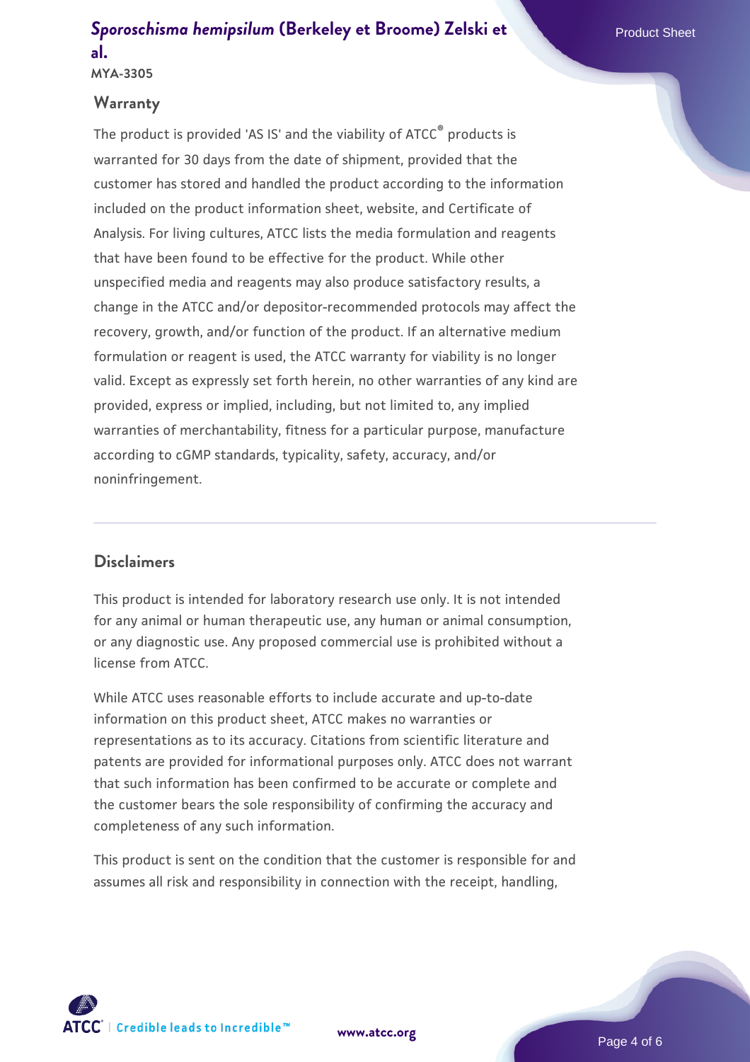## Warranty

The product is provided 'AS IS' and the viability of ATCC® products is warranted for 30 days from the date of shipment, provided that the customer has stored and handled the product according to the information included on the product information sheet, website, and Certificate of Analysis. For living cultures, ATCC lists the media formulation and reagents that have been found to be effective for the product. While other unspecified media and reagents may also produce satisfactory results, a change in the ATCC and/or depositor-recommended protocols may affect the recovery, growth, and/or function of the product. If an alternative medium formulation or reagent is used, the ATCC warranty for viability is no longer valid. Except as expressly set forth herein, no other warranties of any kind are provided, express or implied, including, but not limited to, any implied warranties of merchantability, fitness for a particular purpose, manufacture according to cGMP standards, typicality, safety, accuracy, and/or noninfringement.

## Disclaimers

This product is intended for laboratory research use only. It is not intended for any animal or human therapeutic use, any human or animal consumption, or any diagnostic use. Any proposed commercial use is prohibited without a license from ATCC.

While ATCC uses reasonable efforts to include accurate and up-to-date information on this product sheet, ATCC makes no warranties or representations as to its accuracy. Citations from scientific literature and patents are provided for informational purposes only. ATCC does not warrant that such information has been confirmed to be accurate or complete and the customer bears the sole responsibility of confirming the accuracy and completeness of any such information.

This product is sent on the condition that the customer is responsible for and assumes all risk and responsibility in connection with the receipt, handling,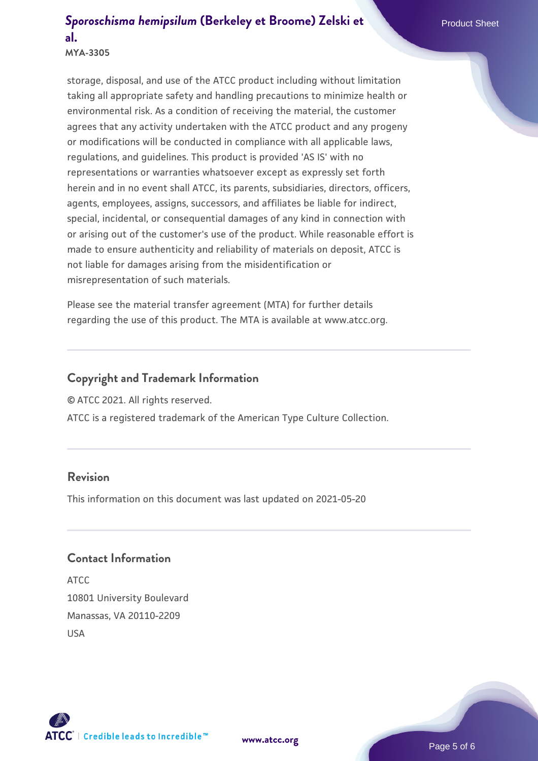storage, disposal, and use of the ATCC product including without limitation taking all appropriate safety and handling precautions to minimize health or environmental risk. As a condition of receiving the material, the customer agrees that any activity undertaken with the ATCC product and any progeny or modifications will be conducted in compliance with all applicable laws, regulations, and guidelines. This product is provided 'AS IS' with no representations or warranties whatsoever except as expressly set forth herein and in no event shall ATCC, its parents, subsidiaries, directors, officers, agents, employees, assigns, successors, and affiliates be liable for indirect, special, incidental, or consequential damages of any kind in connection with or arising out of the customer's use of the product. While reasonable effort is made to ensure authenticity and reliability of materials on deposit, ATCC is not liable for damages arising from the misidentification or misrepresentation of such materials.

Please see the material transfer agreement (MTA) for further details regarding the use of this product. The MTA is available at www.atcc.org.

## Copyright and Trademark Information

© ATCC 2021. All rights reserved.

ATCC is a registered trademark of the American Type Culture Collection.

## Revision

This information on this document was last updated on 2021-05-20

## Contact Information

ATCC
10801 University Boulevard
Manassas, VA 20110-2209
USA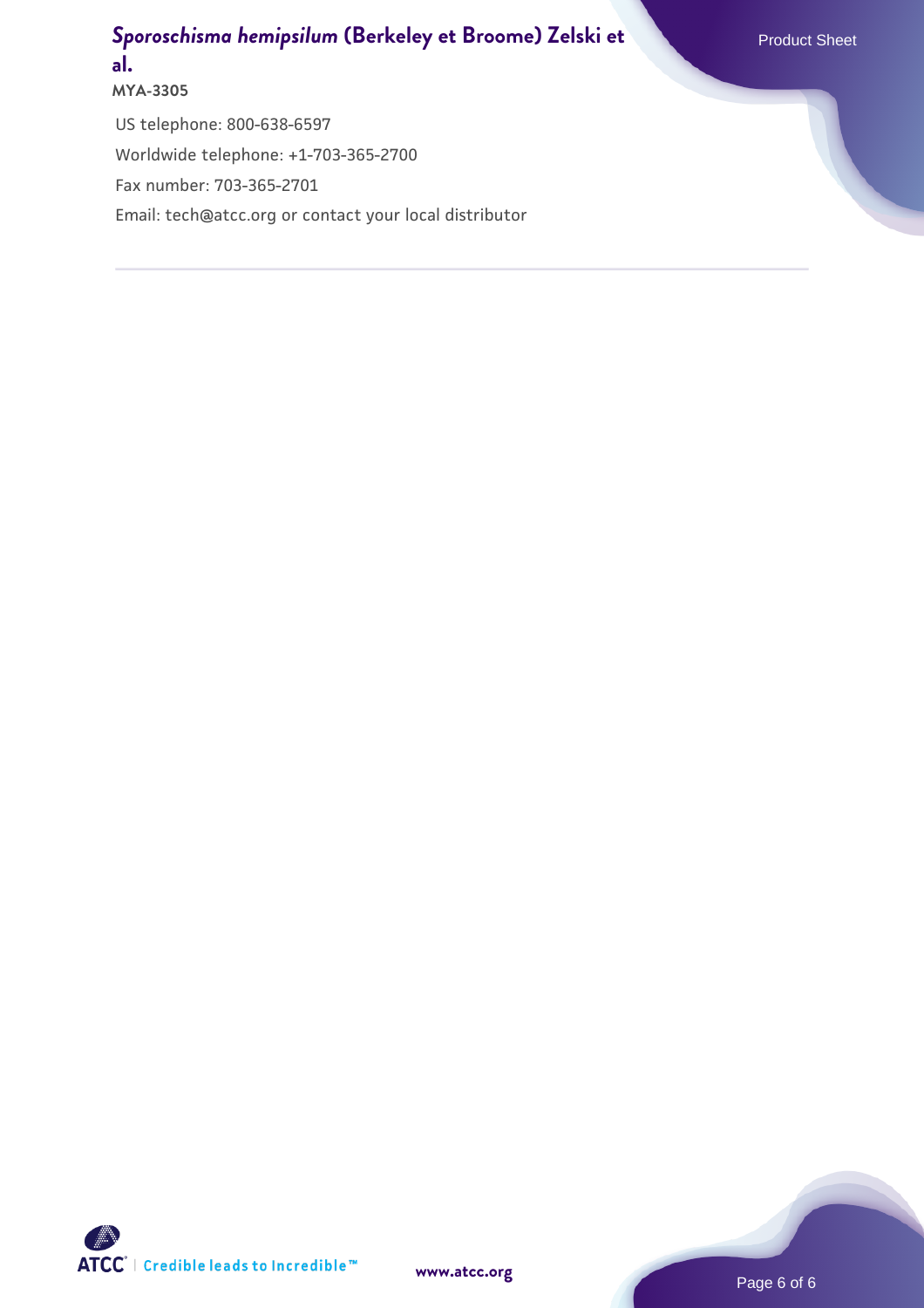US telephone: 800-638-6597

Worldwide telephone: +1-703-365-2700

Fax number: 703-365-2701

Email: tech@atcc.org or contact your local distributor